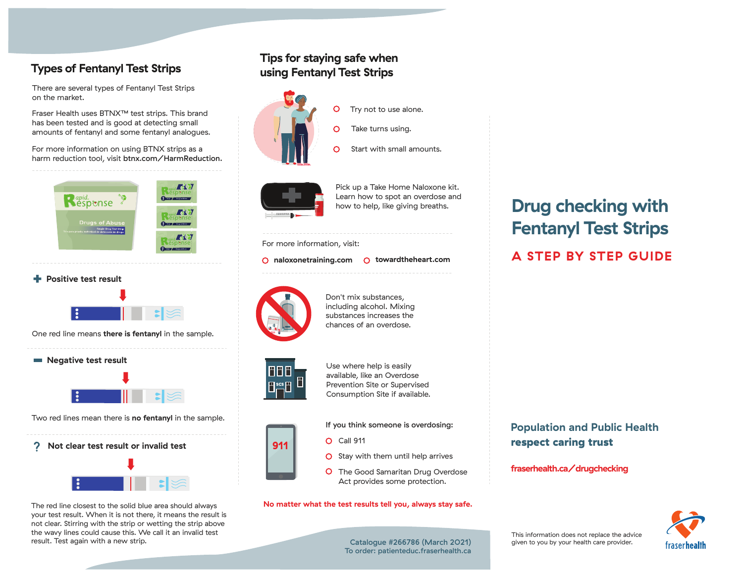## Types of Fentanyl Test Strips

There are several types of Fentanyl Test Strips on the market.

Fraser Health uses BTNX™ test strips. This brand has been tested and is good at detecting small amounts of fentanyl and some fentanyl analogues.

For more information on using BTNX strips as a harm reduction tool, visit **btnx.com/HarmReduction.**

### Positive test result

One red line means **there is fentanyl** in the sample.

### Negative test result

Two red lines mean there is **no fentanyl** in the sample.

### Not clear test result or invalid test

The red line closest to the solid blue area should always your test result. When it is not there, it means the result is not clear. Stirring with the strip or wetting the strip above the wavy lines could cause this. We call it an invalid test result. Test again with a new strip.

## Tips for staying safe when using Fentanyl Test Strips

- Try not to use alone.
- Take turns using.
- Start with small amounts.

Pick up a Take Home Naloxone kit. Learn how to spot an overdose and how to help, like giving breaths.

For more information, visit:

- **naloxonetraining.com**
- **towardtheheart.com**

Don't mix substances, including alcohol. Mixing substances increases the chances of an overdose.

Use where help is easily available, like an Overdose Prevention Site or Supervised Consumption Site if available.

If you think someone is overdosing:

- Call 911
- Stay with them until help arrives
- The Good Samaritan Drug Overdose Act provides some protection.

**No matter what the test results tell you, always stay safe.**

Catalogue #266786 (March 2021)
To order: patienteduc.fraserhealth.ca

# Drug checking with Fentanyl Test Strips

## A STEP BY STEP GUIDE

**Population and Public Health**
**respect caring trust**

**fraserhealth.ca/drugchecking**

This information does not replace the advice given to you by your health care provider.

fraserhealth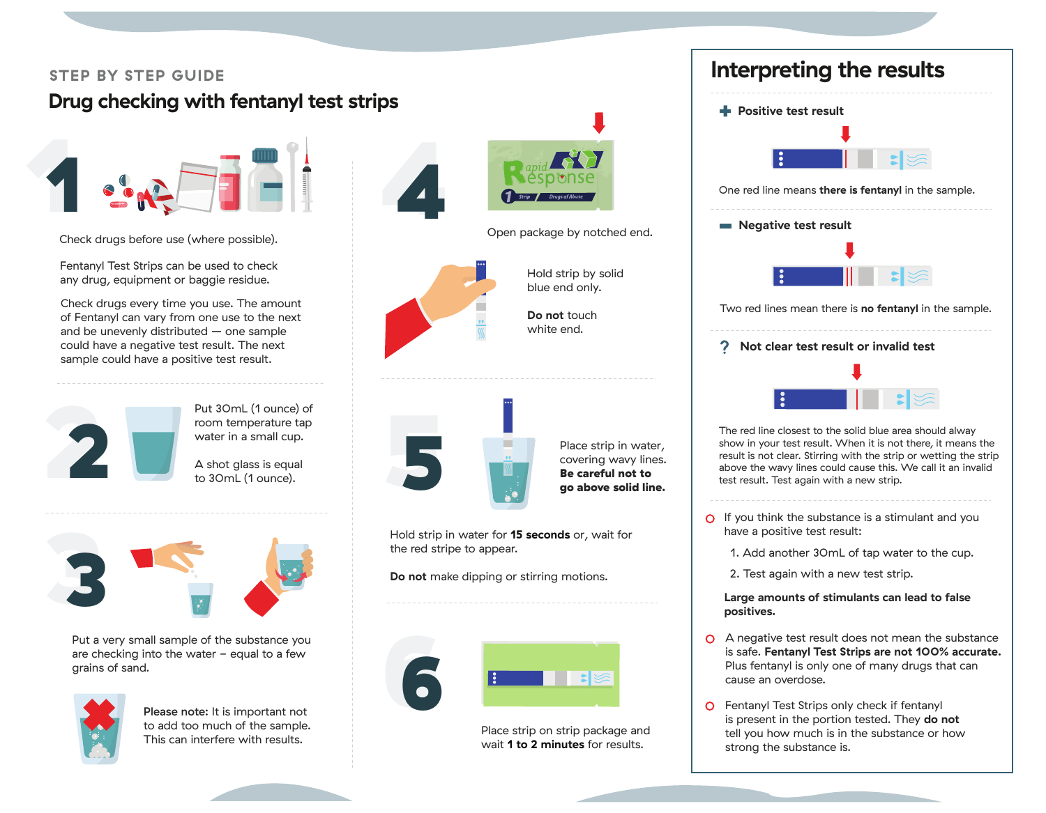STEP BY STEP GUIDE

# Drug checking with fentanyl test strips

## 1

Check drugs before use (where possible).

Fentanyl Test Strips can be used to check any drug, equipment or baggie residue.

Check drugs every time you use. The amount of Fentanyl can vary from one use to the next and be unevenly distributed — one sample could have a negative test result. The next sample could have a positive test result.

## 2

Put 30mL (1 ounce) of room temperature tap water in a small cup.

A shot glass is equal to 30mL (1 ounce).

## 3

Put a very small sample of the substance you are checking into the water – equal to a few grains of sand.

**Please note:** It is important not to add too much of the sample. This can interfere with results.

## 4

Open package by notched end.

Hold strip by solid blue end only.

**Do not** touch white end.

## 5

Place strip in water, covering wavy lines. **Be careful not to go above solid line.**

Hold strip in water for **15 seconds** or, wait for the red stripe to appear.

**Do not** make dipping or stirring motions.

## 6

Place strip on strip package and wait **1 to 2 minutes** for results.

# Interpreting the results

### Positive test result

One red line means **there is fentanyl** in the sample.

### Negative test result

Two red lines mean there is **no fentanyl** in the sample.

### Not clear test result or invalid test

The red line closest to the solid blue area should alway show in your test result. When it is not there, it means the result is not clear. Stirring with the strip or wetting the strip above the wavy lines could cause this. We call it an invalid test result. Test again with a new strip.

- If you think the substance is a stimulant and you have a positive test result:
  1. Add another 30mL of tap water to the cup.
  2. Test again with a new test strip.

  **Large amounts of stimulants can lead to false positives.**

- A negative test result does not mean the substance is safe. **Fentanyl Test Strips are not 100% accurate.** Plus fentanyl is only one of many drugs that can cause an overdose.

- Fentanyl Test Strips only check if fentanyl is present in the portion tested. They **do not** tell you how much is in the substance or how strong the substance is.